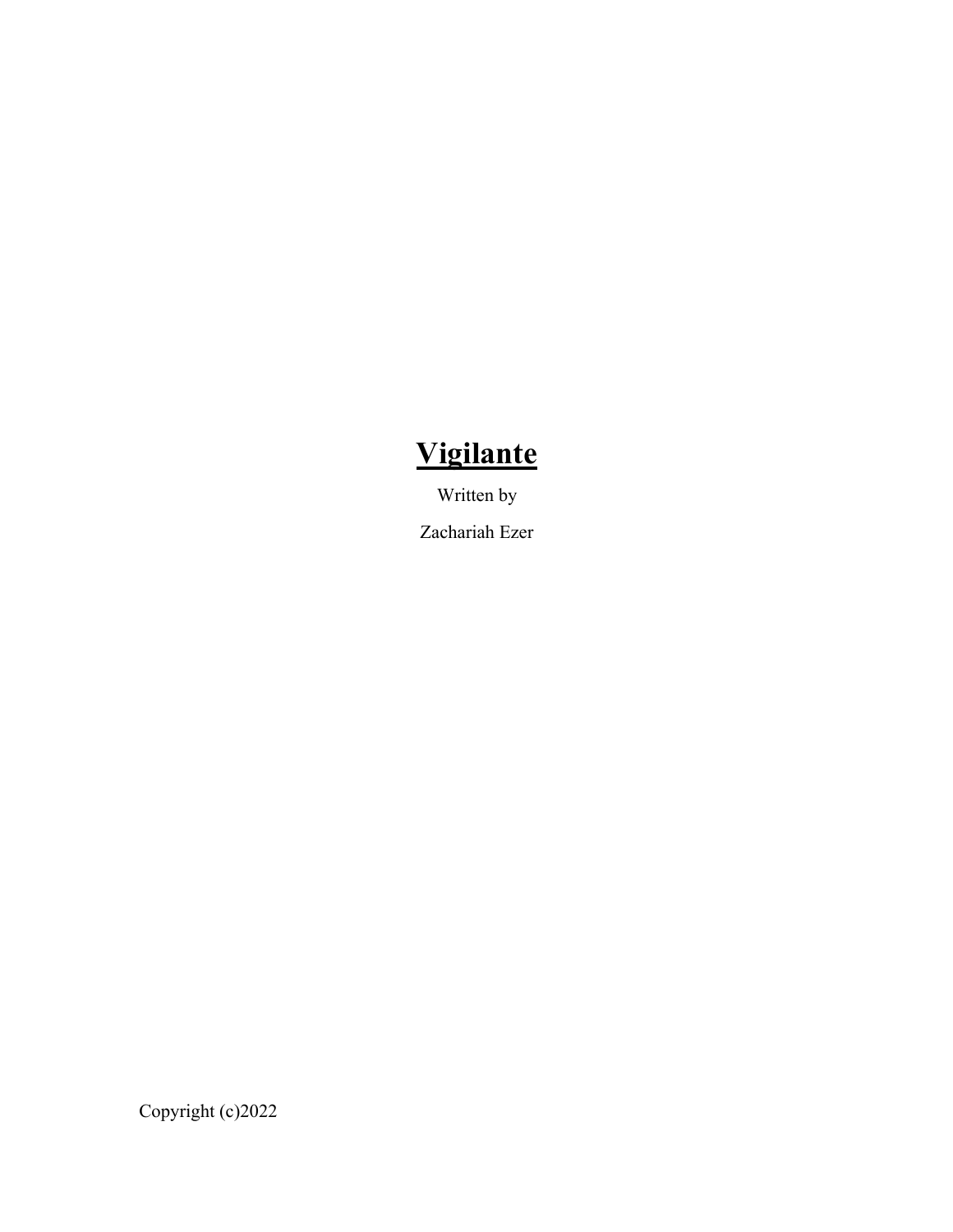# <u>**Vigilante**</u>

Written by

Zachariah Ezer

Copyright (c)2022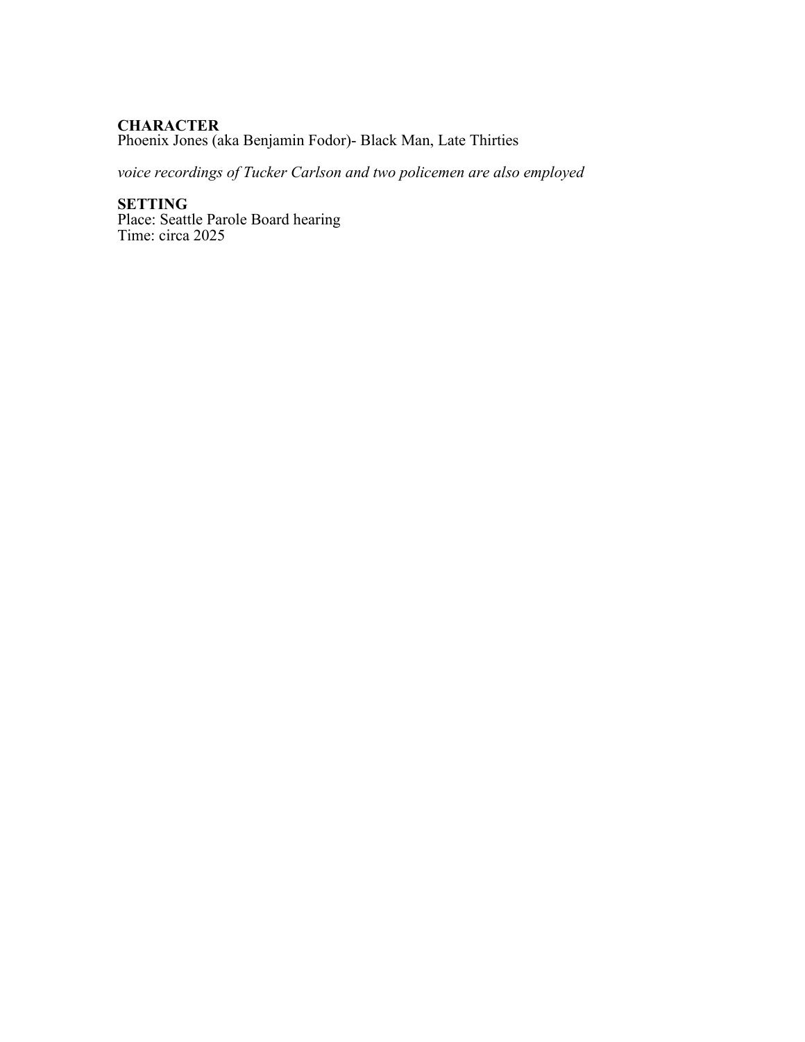**CHARACTER**
Phoenix Jones (aka Benjamin Fodor)- Black Man, Late Thirties

*voice recordings of Tucker Carlson and two policemen are also employed*

**SETTING**
Place: Seattle Parole Board hearing
Time: circa 2025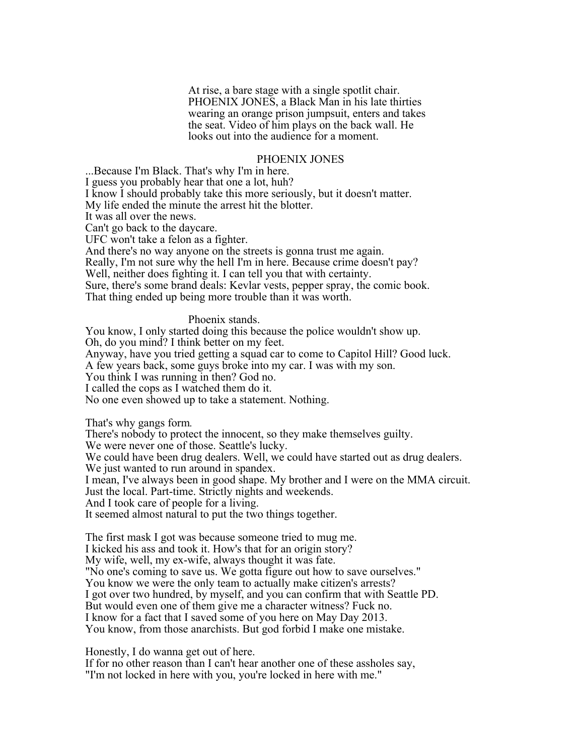*At rise, a bare stage with a single spotlit chair. PHOENIX JONES, a Black Man in his late thirties wearing an orange prison jumpsuit, enters and takes the seat. Video of him plays on the back wall. He looks out into the audience for a moment.*

PHOENIX JONES

...Because I'm Black. That's why I'm in here.
I guess you probably hear that one a lot, huh?
I know I should probably take this more seriously, but it doesn't matter.
My life ended the minute the arrest hit the blotter.
It was all over the news.
Can't go back to the daycare.
UFC won't take a felon as a fighter.
And there's no way anyone on the streets is gonna trust me again.
Really, I'm not sure why the hell I'm in here. Because crime doesn't pay?
Well, neither does fighting it. I can tell you that with certainty.
Sure, there's some brand deals: Kevlar vests, pepper spray, the comic book.
That thing ended up being more trouble than it was worth.

*Phoenix stands.*

You know, I only started doing this because the police wouldn't show up.
Oh, do you mind? I think better on my feet.
Anyway, have you tried getting a squad car to come to Capitol Hill? Good luck.
A few years back, some guys broke into my car. I was with my son.
You think I was running in then? God no.
I called the cops as I watched them do it.
No one even showed up to take a statement. Nothing.

That's why gangs form.
There's nobody to protect the innocent, so they make themselves guilty.
We were never one of those. Seattle's lucky.
We could have been drug dealers. Well, we could have started out as drug dealers.
We just wanted to run around in spandex.
I mean, I've always been in good shape. My brother and I were on the MMA circuit.
Just the local. Part-time. Strictly nights and weekends.
And I took care of people for a living.
It seemed almost natural to put the two things together.

The first mask I got was because someone tried to mug me.
I kicked his ass and took it. How's that for an origin story?
My wife, well, my ex-wife, always thought it was fate.
"No one's coming to save us. We gotta figure out how to save ourselves."
You know we were the only team to actually make citizen's arrests?
I got over two hundred, by myself, and you can confirm that with Seattle PD.
But would even one of them give me a character witness? Fuck no.
I know for a fact that I saved some of you here on May Day 2013.
You know, from those anarchists. But god forbid I make one mistake.

Honestly, I do wanna get out of here.
If for no other reason than I can't hear another one of these assholes say,
"I'm not locked in here with you, you're locked in here with me."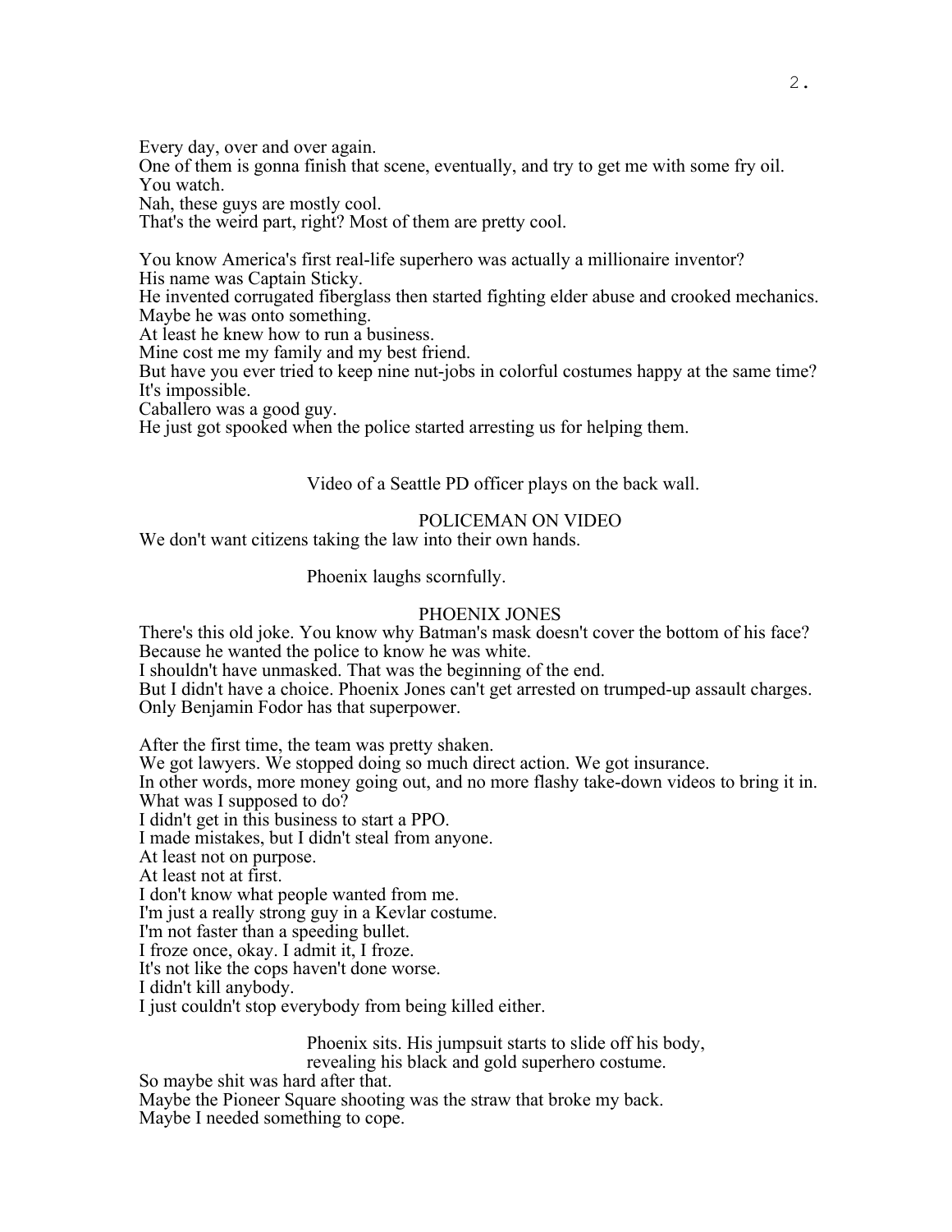Every day, over and over again.
One of them is gonna finish that scene, eventually, and try to get me with some fry oil.
You watch.
Nah, these guys are mostly cool.
That's the weird part, right? Most of them are pretty cool.

You know America's first real-life superhero was actually a millionaire inventor?
His name was Captain Sticky.
He invented corrugated fiberglass then started fighting elder abuse and crooked mechanics.
Maybe he was onto something.
At least he knew how to run a business.
Mine cost me my family and my best friend.
But have you ever tried to keep nine nut-jobs in colorful costumes happy at the same time?
It's impossible.
Caballero was a good guy.
He just got spooked when the police started arresting us for helping them.

Video of a Seattle PD officer plays on the back wall.

POLICEMAN ON VIDEO

We don't want citizens taking the law into their own hands.

Phoenix laughs scornfully.

PHOENIX JONES

There's this old joke. You know why Batman's mask doesn't cover the bottom of his face?
Because he wanted the police to know he was white.
I shouldn't have unmasked. That was the beginning of the end.
But I didn't have a choice. Phoenix Jones can't get arrested on trumped-up assault charges.
Only Benjamin Fodor has that superpower.

After the first time, the team was pretty shaken.
We got lawyers. We stopped doing so much direct action. We got insurance.
In other words, more money going out, and no more flashy take-down videos to bring it in.
What was I supposed to do?
I didn't get in this business to start a PPO.
I made mistakes, but I didn't steal from anyone.
At least not on purpose.
At least not at first.
I don't know what people wanted from me.
I'm just a really strong guy in a Kevlar costume.
I'm not faster than a speeding bullet.
I froze once, okay. I admit it, I froze.
It's not like the cops haven't done worse.
I didn't kill anybody.
I just couldn't stop everybody from being killed either.

Phoenix sits. His jumpsuit starts to slide off his body, revealing his black and gold superhero costume.

So maybe shit was hard after that.
Maybe the Pioneer Square shooting was the straw that broke my back.
Maybe I needed something to cope.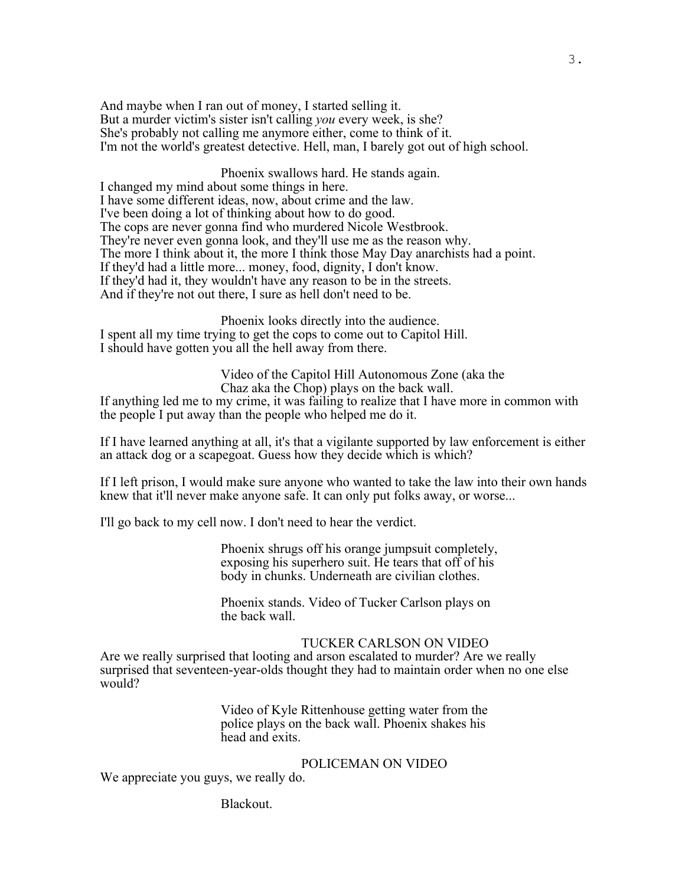And maybe when I ran out of money, I started selling it.
But a murder victim's sister isn't calling *you* every week, is she?
She's probably not calling me anymore either, come to think of it.
I'm not the world's greatest detective. Hell, man, I barely got out of high school.

Phoenix swallows hard. He stands again.

I changed my mind about some things in here.
I have some different ideas, now, about crime and the law.
I've been doing a lot of thinking about how to do good.
The cops are never gonna find who murdered Nicole Westbrook.
They're never even gonna look, and they'll use me as the reason why.
The more I think about it, the more I think those May Day anarchists had a point.
If they'd had a little more... money, food, dignity, I don't know.
If they'd had it, they wouldn't have any reason to be in the streets.
And if they're not out there, I sure as hell don't need to be.

Phoenix looks directly into the audience.

I spent all my time trying to get the cops to come out to Capitol Hill.
I should have gotten you all the hell away from there.

Video of the Capitol Hill Autonomous Zone (aka the Chaz aka the Chop) plays on the back wall.

If anything led me to my crime, it was failing to realize that I have more in common with the people I put away than the people who helped me do it.

If I have learned anything at all, it's that a vigilante supported by law enforcement is either an attack dog or a scapegoat. Guess how they decide which is which?

If I left prison, I would make sure anyone who wanted to take the law into their own hands knew that it'll never make anyone safe. It can only put folks away, or worse...

I'll go back to my cell now. I don't need to hear the verdict.

Phoenix shrugs off his orange jumpsuit completely, exposing his superhero suit. He tears that off of his body in chunks. Underneath are civilian clothes.

Phoenix stands. Video of Tucker Carlson plays on the back wall.

TUCKER CARLSON ON VIDEO

Are we really surprised that looting and arson escalated to murder? Are we really surprised that seventeen-year-olds thought they had to maintain order when no one else would?

Video of Kyle Rittenhouse getting water from the police plays on the back wall. Phoenix shakes his head and exits.

POLICEMAN ON VIDEO

We appreciate you guys, we really do.

Blackout.